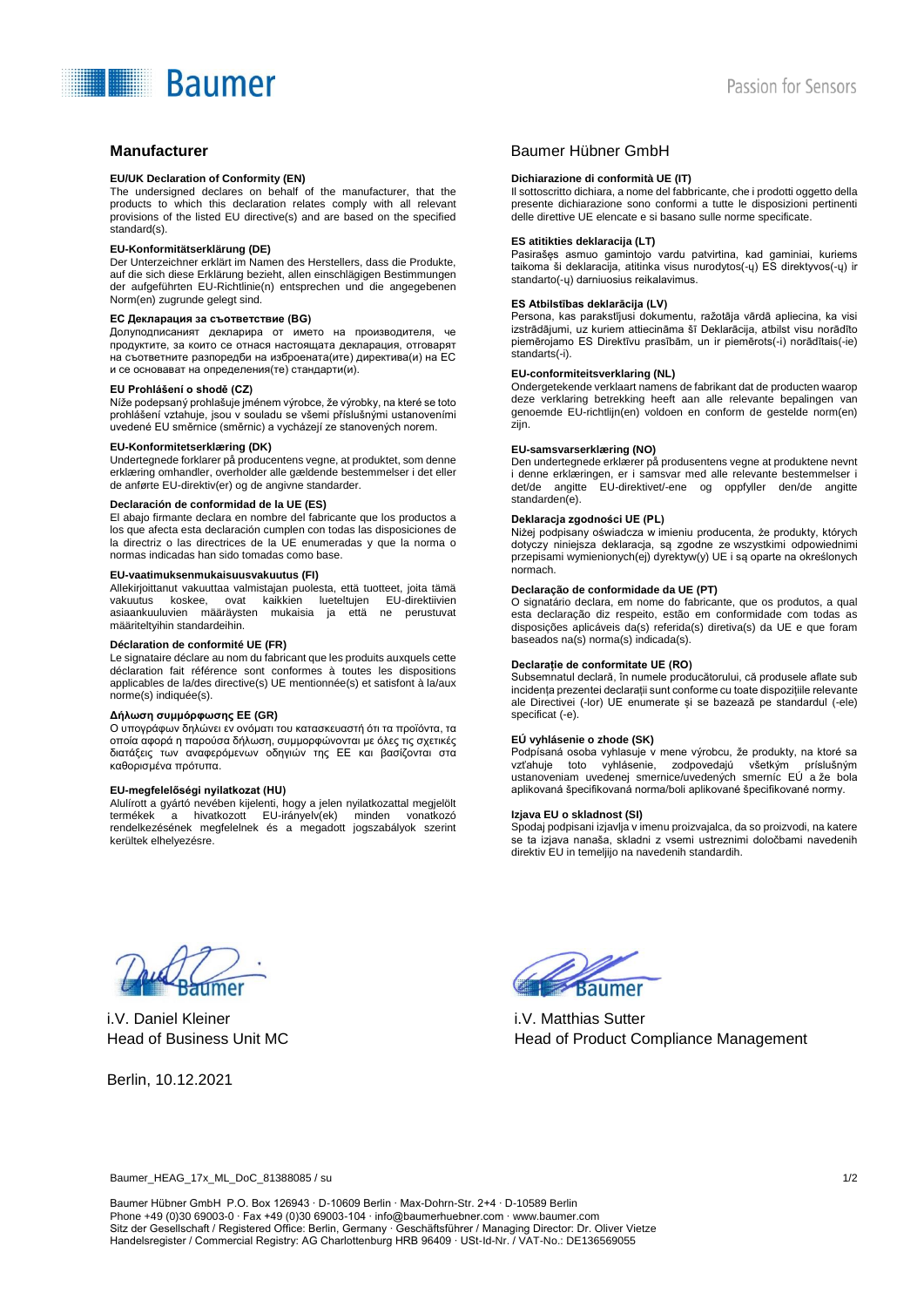## Manufacturer

## Baumer Hübner GmbH

**EU/UK Declaration of Conformity (EN)**
The undersigned declares on behalf of the manufacturer, that the products to which this declaration relates comply with all relevant provisions of the listed EU directive(s) and are based on the specified standard(s).

**EU-Konformitätserklärung (DE)**
Der Unterzeichner erklärt im Namen des Herstellers, dass die Produkte, auf die sich diese Erklärung bezieht, allen einschlägigen Bestimmungen der aufgeführten EU-Richtlinie(n) entsprechen und die angegebenen Norm(en) zugrunde gelegt sind.

**ЕС Декларация за съответствие (BG)**
Долуподписаният декларира от името на производителя, че продуктите, за които се отнася настоящата декларация, отговарят на съответните разпоредби на избраната(ите) директива(и) на ЕС и се основават на определения(те) стандарти(и).

**EU Prohlášení o shodě (CZ)**
Níže podepsaný prohlašuje jménem výrobce, že výrobky, na které se toto prohlášení vztahuje, jsou v souladu se všemi příslušnými ustanoveními uvedené EU směrnice (směrnic) a vycházejí ze stanovených norem.

**EU-Konformitetserklæring (DK)**
Undertegnede forklarer på producentens vegne, at produktet, som denne erklæring omhandler, overholder alle gældende bestemmelser i det eller de anførte EU-direktiv(er) og de angivne standarder.

**Declaración de conformidad de la UE (ES)**
El abajo firmante declara en nombre del fabricante que los productos a los que afecta esta declaración cumplen con todas las disposiciones de la directriz o las directrices de la UE enumeradas y que la norma o normas indicadas han sido tomadas como base.

**EU-vaatimuksenmukaisuusvakuutus (FI)**
Allekirjoittanut vakuuttaa valmistajan puolesta, että tuotteet, joita tämä vakuutus koskee, ovat kaikkien lueteltujen EU-direktiivien asiaankuuluvien määräysten mukaisia ja että ne perustuvat määriteltyihin standardeihin.

**Déclaration de conformité UE (FR)**
Le signataire déclare au nom du fabricant que les produits auxquels cette déclaration fait référence sont conformes à toutes les dispositions applicables de la/des directive(s) UE mentionnée(s) et satisfont à la/aux norme(s) indiquée(s).

**Δήλωση συμμόρφωσης ΕΕ (GR)**
Ο υπογράφων δηλώνει εν ονόματι του κατασκευαστή ότι τα προϊόντα, τα οποία αφορά η παρούσα δήλωση, συμμορφώνονται με όλες τις σχετικές διατάξεις των αναφερόμενων οδηγιών της ΕΕ και βασίζονται στα καθορισμένα πρότυπα.

**EU-megfelelőségi nyilatkozat (HU)**
Alulírott a gyártó nevében kijelenti, hogy a jelen nyilatkozattal megjelölt termékek a hivatkozott EU-irányelv(ek) minden vonatkozó rendelkezésének megfelelnek és a megadott jogszabályok szerint kerültek elhelyezésre.

**Dichiarazione di conformità UE (IT)**
Il sottoscritto dichiara, a nome del fabbricante, che i prodotti oggetto della presente dichiarazione sono conformi a tutte le disposizioni pertinenti delle direttive UE elencate e si basano sulle norme specificate.

**ES atitikties deklaracija (LT)**
Pasirašęs asmuo gamintojo vardu patvirtina, kad gaminiai, kuriems taikoma ši deklaracija, atitinka visus nurodytos(-ų) ES direktyvos(-ų) ir standarto(-ų) darniuosius reikalavimus.

**ES Atbilstības deklarācija (LV)**
Persona, kas parakstījusi dokumentu, ražotāja vārdā apliecina, ka visi izstrādājumi, uz kuriem attiecināma šī Deklarācija, atbilst visu norādīto piemērojamo ES Direktīvu prasībām, un ir piemērots(-i) norādītais(-ie) standarts(-i).

**EU-conformiteitsverklaring (NL)**
Ondergetekende verklaart namens de fabrikant dat de producten waarop deze verklaring betrekking heeft aan alle relevante bepalingen van genoemde EU-richtlijn(en) voldoen en conform de gestelde norm(en) zijn.

**EU-samsvarserklæring (NO)**
Den undertegnede erklærer på produsentens vegne at produktene nevnt i denne erklæringen, er i samsvar med alle relevante bestemmelser i det/de angitte EU-direktivet/-ene og oppfyller den/de angitte standarden(e).

**Deklaracja zgodności UE (PL)**
Niżej podpisany oświadcza w imieniu producenta, że produkty, których dotyczy niniejsza deklaracja, są zgodne ze wszystkimi odpowiednimi przepisami wymienionych(ej) dyrektyw(y) UE i są oparte na określonych normach.

**Declaração de conformidade da UE (PT)**
O signatário declara, em nome do fabricante, que os produtos, a qual esta declaração diz respeito, estão em conformidade com todas as disposições aplicáveis da(s) referida(s) diretiva(s) da UE e que foram baseados na(s) norma(s) indicada(s).

**Declarație de conformitate UE (RO)**
Subsemnatul declară, în numele producătorului, că produsele aflate sub incidența prezentei declarații sunt conforme cu toate dispozițiile relevante ale Directivei (-lor) UE enumerate și se bazează pe standardul (-ele) specificat (-e).

**EÚ vyhlásenie o zhode (SK)**
Podpísaná osoba vyhlasuje v mene výrobcu, že produkty, na ktoré sa vzťahuje toto vyhlásenie, zodpovedajú všetkým príslušným ustanoveniam uvedenej smernice/uvedených smerníc EÚ a že bola aplikovaná špecifikovaná norma/boli aplikované špecifikované normy.

**Izjava EU o skladnost (SI)**
Spodaj podpisani izjavlja v imenu proizvajalca, da so proizvodi, na katere se ta izjava nanaša, skladni z vsemi ustreznimi določbami navedenih direktiv EU in temeljijo na navedenih standardih.

i.V. Daniel Kleiner
Head of Business Unit MC

i.V. Matthias Sutter
Head of Product Compliance Management

Berlin, 10.12.2021

Baumer_HEAG_17x_ML_DoC_81388085 / su

Baumer Hübner GmbH P.O. Box 126943 · D-10609 Berlin · Max-Dohrn-Str. 2+4 · D-10589 Berlin
Phone +49 (0)30 69003-0 · Fax +49 (0)30 69003-104 · info@baumerhuebner.com · www.baumer.com
Sitz der Gesellschaft / Registered Office: Berlin, Germany · Geschäftsführer / Managing Director: Dr. Oliver Vietze
Handelsregister / Commercial Registry: AG Charlottenburg HRB 96409 · USt-Id-Nr. / VAT-No.: DE136569055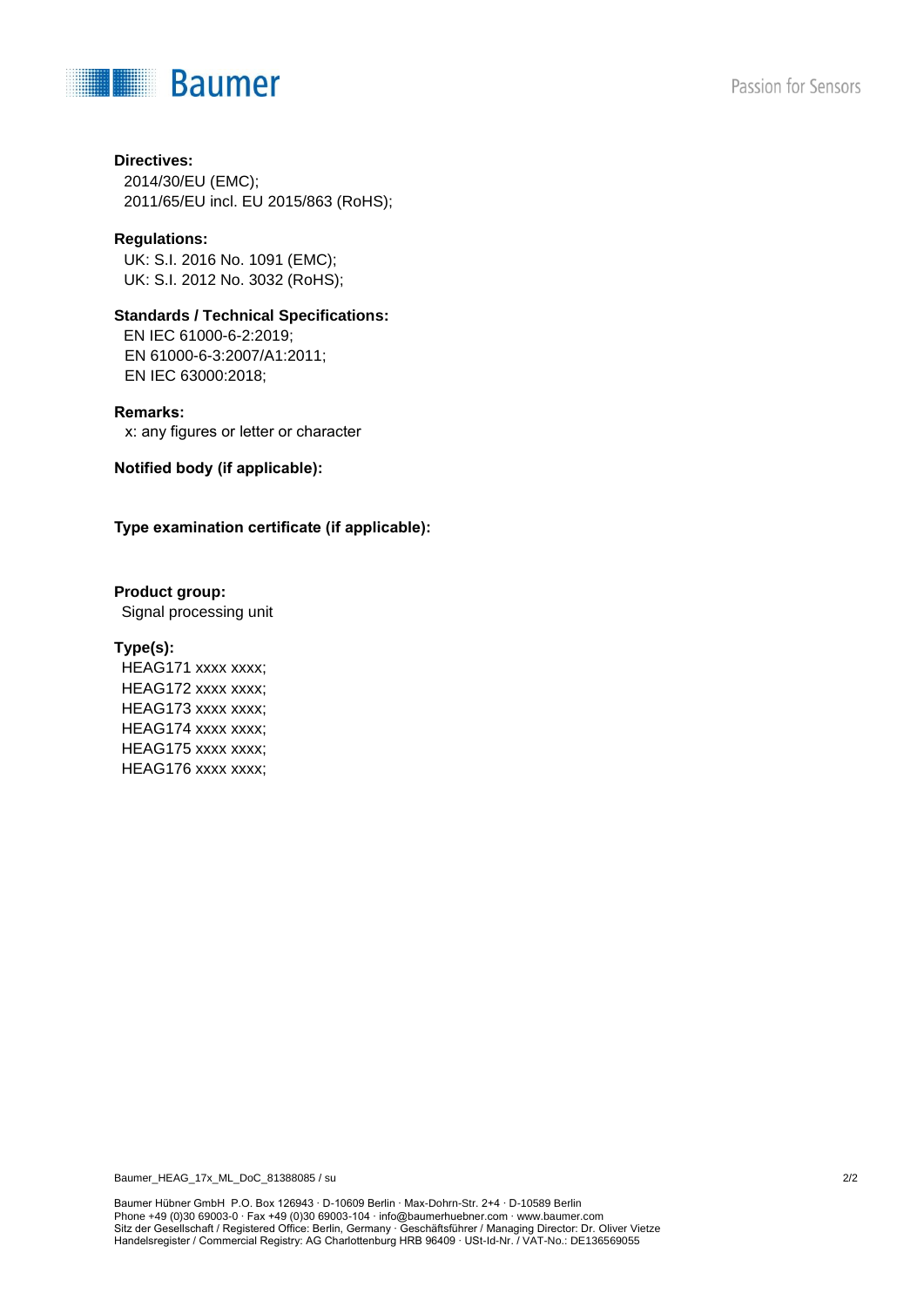**Directives:**

2014/30/EU (EMC);
2011/65/EU incl. EU 2015/863 (RoHS);

**Regulations:**

UK: S.I. 2016 No. 1091 (EMC);
UK: S.I. 2012 No. 3032 (RoHS);

**Standards / Technical Specifications:**

EN IEC 61000-6-2:2019;
EN 61000-6-3:2007/A1:2011;
EN IEC 63000:2018;

**Remarks:**

x: any figures or letter or character

**Notified body (if applicable):**

**Type examination certificate (if applicable):**

**Product group:**

Signal processing unit

**Type(s):**

HEAG171 xxxx xxxx;
HEAG172 xxxx xxxx;
HEAG173 xxxx xxxx;
HEAG174 xxxx xxxx;
HEAG175 xxxx xxxx;
HEAG176 xxxx xxxx;

Baumer_HEAG_17x_ML_DoC_81388085 / su

Baumer Hübner GmbH P.O. Box 126943 · D-10609 Berlin · Max-Dohrn-Str. 2+4 · D-10589 Berlin
Phone +49 (0)30 69003-0 · Fax +49 (0)30 69003-104 · info@baumerhuebner.com · www.baumer.com
Sitz der Gesellschaft / Registered Office: Berlin, Germany · Geschäftsführer / Managing Director: Dr. Oliver Vietze
Handelsregister / Commercial Registry: AG Charlottenburg HRB 96409 · USt-Id-Nr. / VAT-No.: DE136569055